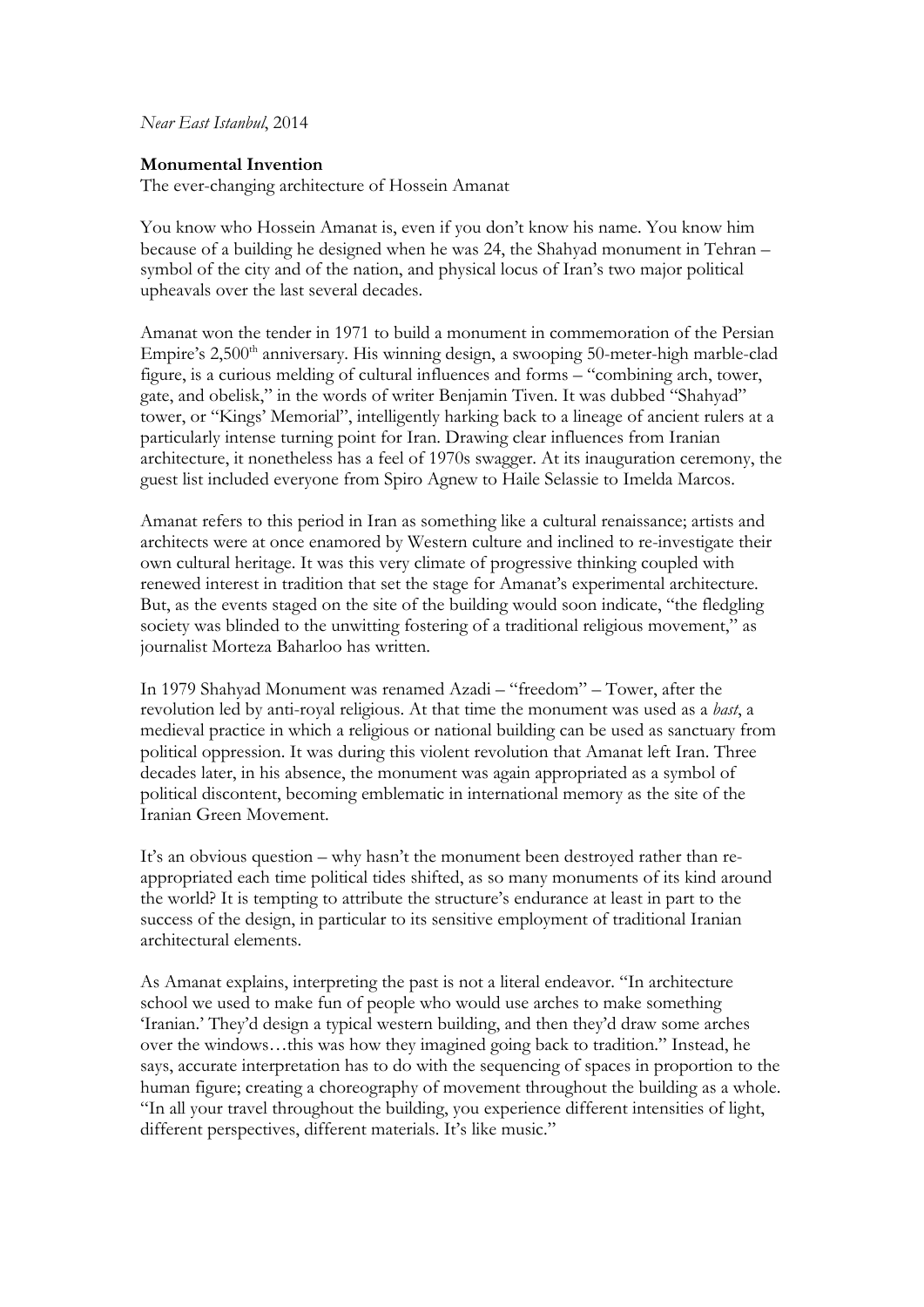*Near East Istanbul*, 2014

**Monumental Invention**

The ever-changing architecture of Hossein Amanat

You know who Hossein Amanat is, even if you don't know his name. You know him because of a building he designed when he was 24, the Shahyad monument in Tehran – symbol of the city and of the nation, and physical locus of Iran's two major political upheavals over the last several decades.

Amanat won the tender in 1971 to build a monument in commemoration of the Persian Empire's 2,500th anniversary. His winning design, a swooping 50-meter-high marble-clad figure, is a curious melding of cultural influences and forms – "combining arch, tower, gate, and obelisk," in the words of writer Benjamin Tiven. It was dubbed "Shahyad" tower, or "Kings' Memorial", intelligently harking back to a lineage of ancient rulers at a particularly intense turning point for Iran. Drawing clear influences from Iranian architecture, it nonetheless has a feel of 1970s swagger. At its inauguration ceremony, the guest list included everyone from Spiro Agnew to Haile Selassie to Imelda Marcos.

Amanat refers to this period in Iran as something like a cultural renaissance; artists and architects were at once enamored by Western culture and inclined to re-investigate their own cultural heritage. It was this very climate of progressive thinking coupled with renewed interest in tradition that set the stage for Amanat's experimental architecture. But, as the events staged on the site of the building would soon indicate, "the fledgling society was blinded to the unwitting fostering of a traditional religious movement," as journalist Morteza Baharloo has written.

In 1979 Shahyad Monument was renamed Azadi – "freedom" – Tower, after the revolution led by anti-royal religious. At that time the monument was used as a *bast*, a medieval practice in which a religious or national building can be used as sanctuary from political oppression. It was during this violent revolution that Amanat left Iran. Three decades later, in his absence, the monument was again appropriated as a symbol of political discontent, becoming emblematic in international memory as the site of the Iranian Green Movement.

It's an obvious question – why hasn't the monument been destroyed rather than re-appropriated each time political tides shifted, as so many monuments of its kind around the world? It is tempting to attribute the structure's endurance at least in part to the success of the design, in particular to its sensitive employment of traditional Iranian architectural elements.

As Amanat explains, interpreting the past is not a literal endeavor. "In architecture school we used to make fun of people who would use arches to make something 'Iranian.' They'd design a typical western building, and then they'd draw some arches over the windows…this was how they imagined going back to tradition." Instead, he says, accurate interpretation has to do with the sequencing of spaces in proportion to the human figure; creating a choreography of movement throughout the building as a whole. "In all your travel throughout the building, you experience different intensities of light, different perspectives, different materials. It's like music."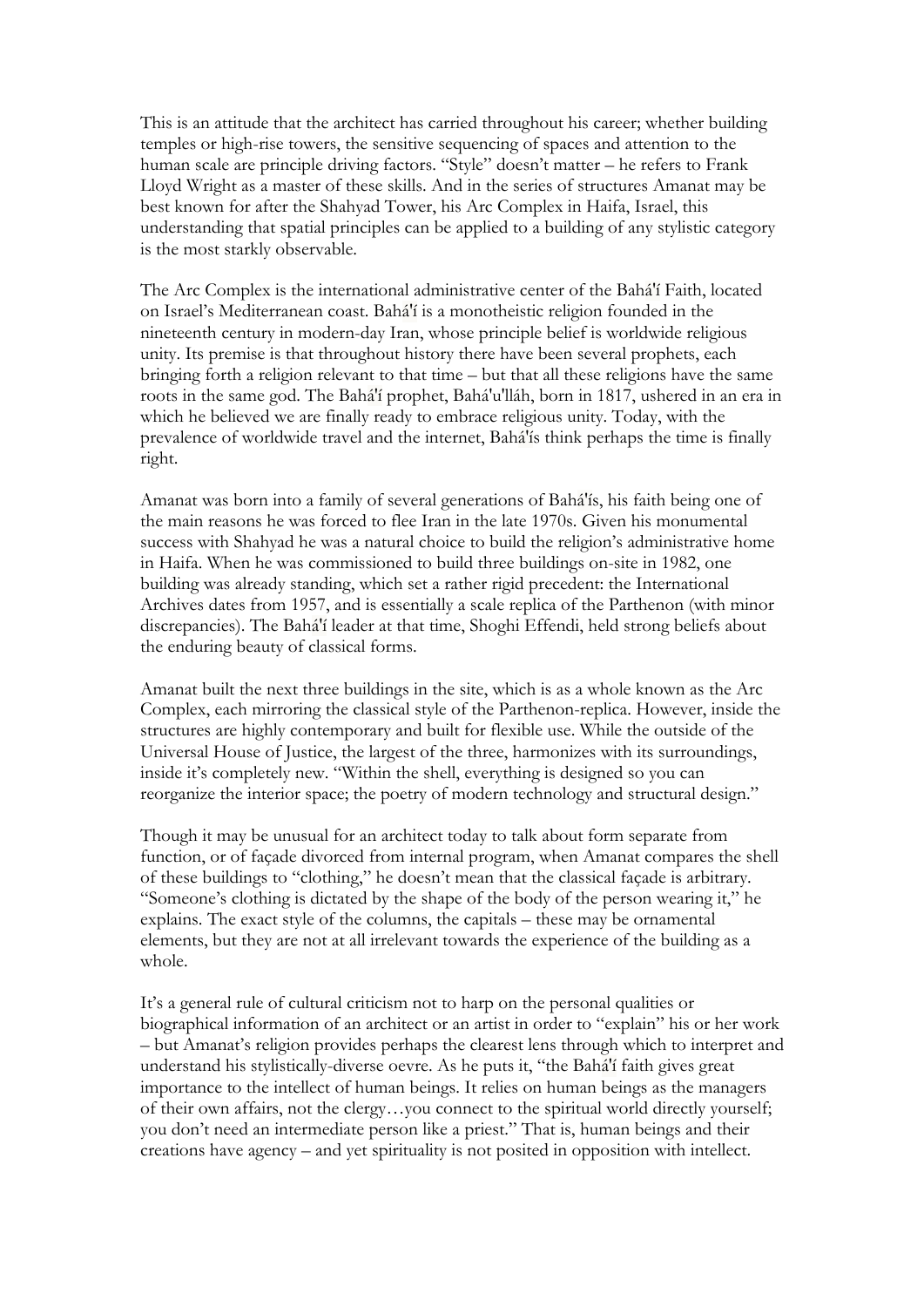This is an attitude that the architect has carried throughout his career; whether building temples or high-rise towers, the sensitive sequencing of spaces and attention to the human scale are principle driving factors. "Style" doesn't matter – he refers to Frank Lloyd Wright as a master of these skills. And in the series of structures Amanat may be best known for after the Shahyad Tower, his Arc Complex in Haifa, Israel, this understanding that spatial principles can be applied to a building of any stylistic category is the most starkly observable.

The Arc Complex is the international administrative center of the Bahá'í Faith, located on Israel's Mediterranean coast. Bahá'í is a monotheistic religion founded in the nineteenth century in modern-day Iran, whose principle belief is worldwide religious unity. Its premise is that throughout history there have been several prophets, each bringing forth a religion relevant to that time – but that all these religions have the same roots in the same god. The Bahá'í prophet, Bahá'u'lláh, born in 1817, ushered in an era in which he believed we are finally ready to embrace religious unity. Today, with the prevalence of worldwide travel and the internet, Bahá'ís think perhaps the time is finally right.

Amanat was born into a family of several generations of Bahá'ís, his faith being one of the main reasons he was forced to flee Iran in the late 1970s. Given his monumental success with Shahyad he was a natural choice to build the religion's administrative home in Haifa. When he was commissioned to build three buildings on-site in 1982, one building was already standing, which set a rather rigid precedent: the International Archives dates from 1957, and is essentially a scale replica of the Parthenon (with minor discrepancies). The Bahá'í leader at that time, Shoghi Effendi, held strong beliefs about the enduring beauty of classical forms.

Amanat built the next three buildings in the site, which is as a whole known as the Arc Complex, each mirroring the classical style of the Parthenon-replica. However, inside the structures are highly contemporary and built for flexible use. While the outside of the Universal House of Justice, the largest of the three, harmonizes with its surroundings, inside it's completely new. "Within the shell, everything is designed so you can reorganize the interior space; the poetry of modern technology and structural design."

Though it may be unusual for an architect today to talk about form separate from function, or of façade divorced from internal program, when Amanat compares the shell of these buildings to "clothing," he doesn't mean that the classical façade is arbitrary. "Someone's clothing is dictated by the shape of the body of the person wearing it," he explains. The exact style of the columns, the capitals – these may be ornamental elements, but they are not at all irrelevant towards the experience of the building as a whole.

It's a general rule of cultural criticism not to harp on the personal qualities or biographical information of an architect or an artist in order to "explain" his or her work – but Amanat's religion provides perhaps the clearest lens through which to interpret and understand his stylistically-diverse oevre. As he puts it, "the Bahá'í faith gives great importance to the intellect of human beings. It relies on human beings as the managers of their own affairs, not the clergy…you connect to the spiritual world directly yourself; you don't need an intermediate person like a priest." That is, human beings and their creations have agency – and yet spirituality is not posited in opposition with intellect.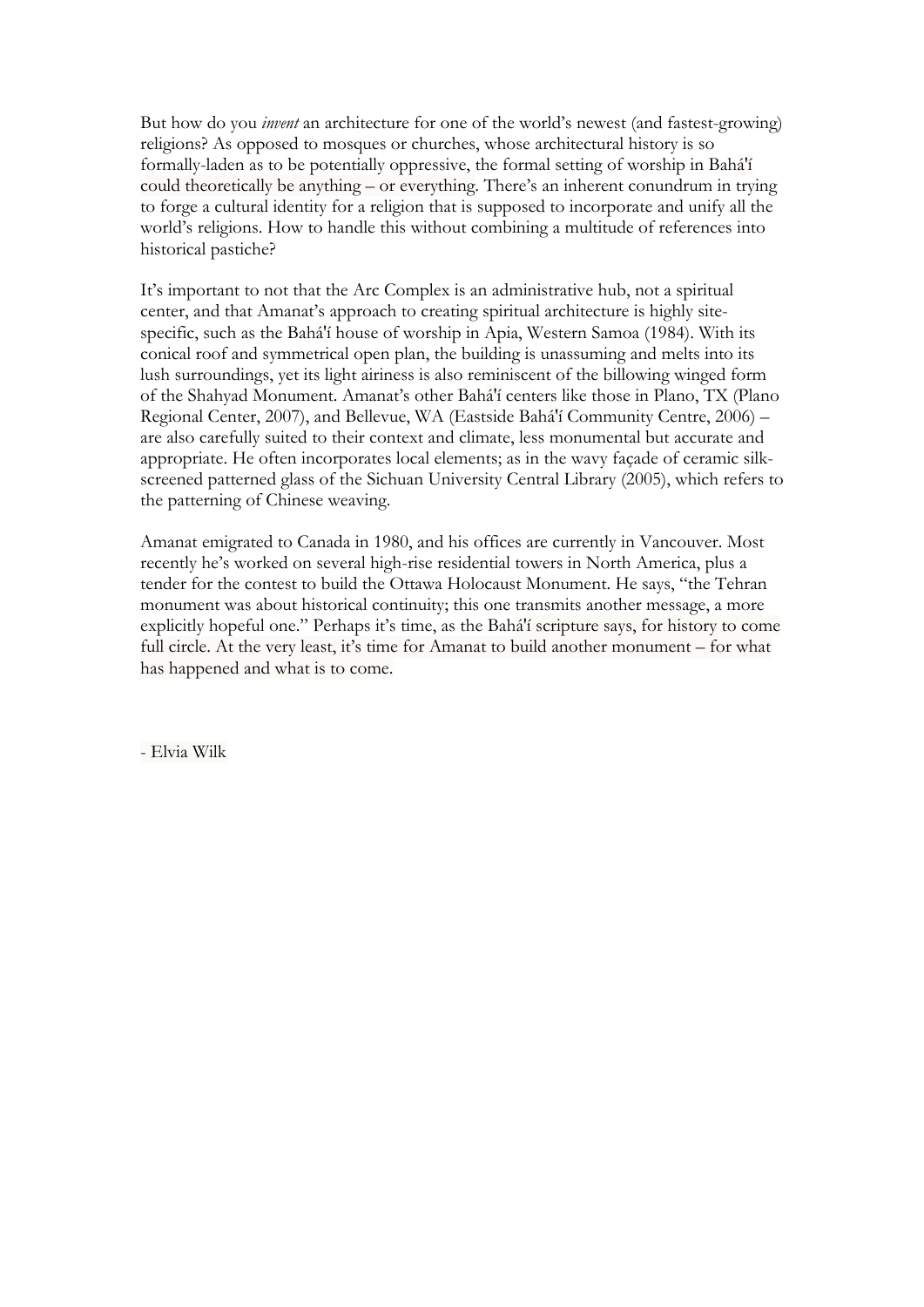But how do you *invent* an architecture for one of the world's newest (and fastest-growing) religions? As opposed to mosques or churches, whose architectural history is so formally-laden as to be potentially oppressive, the formal setting of worship in Bahá'í could theoretically be anything – or everything. There's an inherent conundrum in trying to forge a cultural identity for a religion that is supposed to incorporate and unify all the world's religions. How to handle this without combining a multitude of references into historical pastiche?

It's important to not that the Arc Complex is an administrative hub, not a spiritual center, and that Amanat's approach to creating spiritual architecture is highly site-specific, such as the Bahá'í house of worship in Apia, Western Samoa (1984). With its conical roof and symmetrical open plan, the building is unassuming and melts into its lush surroundings, yet its light airiness is also reminiscent of the billowing winged form of the Shahyad Monument. Amanat's other Bahá'í centers like those in Plano, TX (Plano Regional Center, 2007), and Bellevue, WA (Eastside Bahá'í Community Centre, 2006) – are also carefully suited to their context and climate, less monumental but accurate and appropriate. He often incorporates local elements; as in the wavy façade of ceramic silk-screened patterned glass of the Sichuan University Central Library (2005), which refers to the patterning of Chinese weaving.

Amanat emigrated to Canada in 1980, and his offices are currently in Vancouver. Most recently he's worked on several high-rise residential towers in North America, plus a tender for the contest to build the Ottawa Holocaust Monument. He says, "the Tehran monument was about historical continuity; this one transmits another message, a more explicitly hopeful one." Perhaps it's time, as the Bahá'í scripture says, for history to come full circle. At the very least, it's time for Amanat to build another monument – for what has happened and what is to come.

- Elvia Wilk